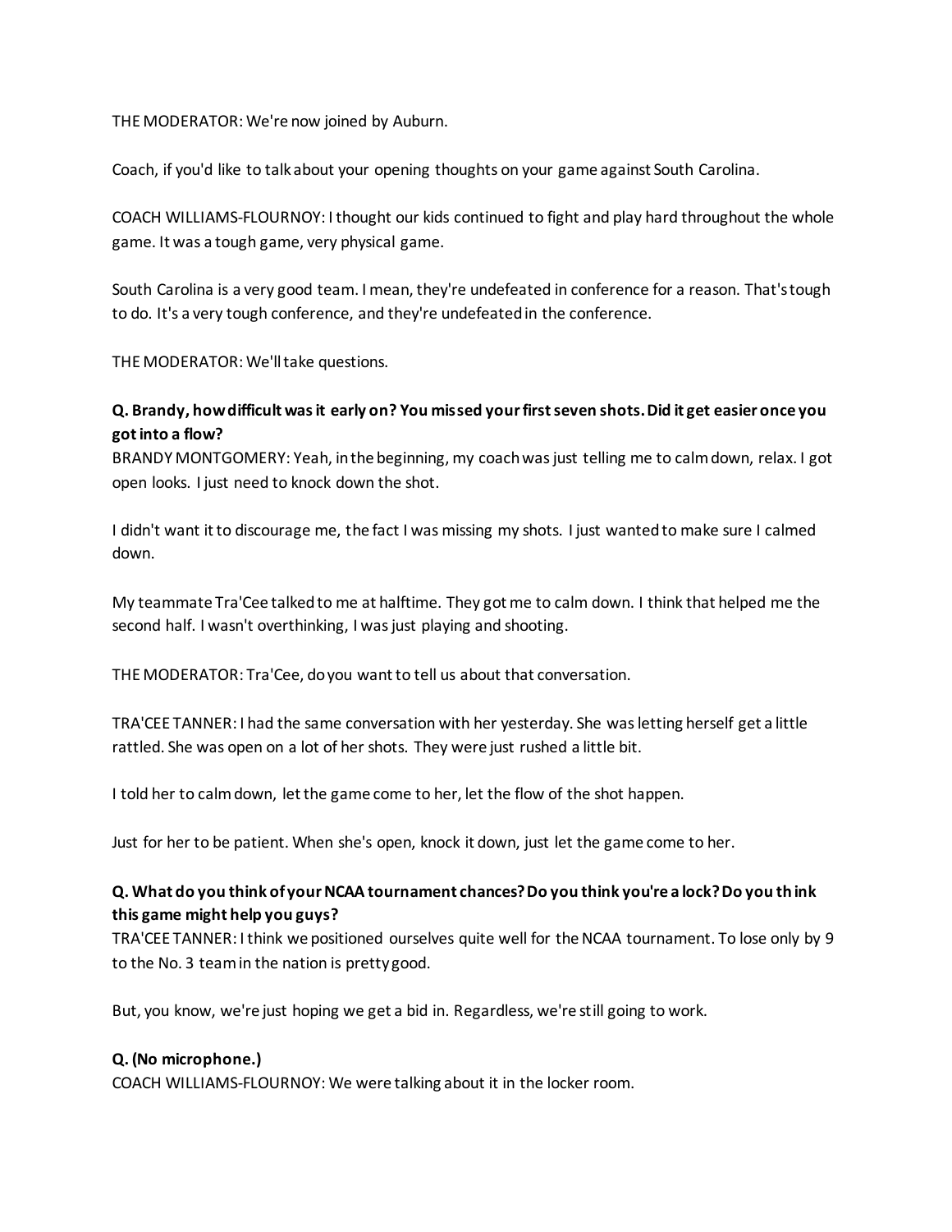THE MODERATOR: We're now joined by Auburn.

Coach, if you'd like to talk about your opening thoughts on your game against South Carolina.

COACH WILLIAMS-FLOURNOY: I thought our kids continued to fight and play hard throughout the whole game. It was a tough game, very physical game.

South Carolina is a very good team. I mean, they're undefeated in conference for a reason. That's tough to do. It's a very tough conference, and they're undefeated in the conference.

THE MODERATOR: We'll take questions.

**Q. Brandy, how difficult was it early on? You missed your first seven shots. Did it get easier once you got into a flow?**

BRANDY MONTGOMERY: Yeah, in the beginning, my coach was just telling me to calm down, relax. I got open looks. I just need to knock down the shot.

I didn't want it to discourage me, the fact I was missing my shots. I just wanted to make sure I calmed down.

My teammate Tra'Cee talked to me at halftime. They got me to calm down. I think that helped me the second half. I wasn't overthinking, I was just playing and shooting.

THE MODERATOR: Tra'Cee, do you want to tell us about that conversation.

TRA'CEE TANNER: I had the same conversation with her yesterday. She was letting herself get a little rattled. She was open on a lot of her shots. They were just rushed a little bit.

I told her to calm down, let the game come to her, let the flow of the shot happen.

Just for her to be patient. When she's open, knock it down, just let the game come to her.

**Q. What do you think of your NCAA tournament chances? Do you think you're a lock? Do you think this game might help you guys?**

TRA'CEE TANNER: I think we positioned ourselves quite well for the NCAA tournament. To lose only by 9 to the No. 3 team in the nation is pretty good.

But, you know, we're just hoping we get a bid in. Regardless, we're still going to work.

**Q. (No microphone.)**

COACH WILLIAMS-FLOURNOY: We were talking about it in the locker room.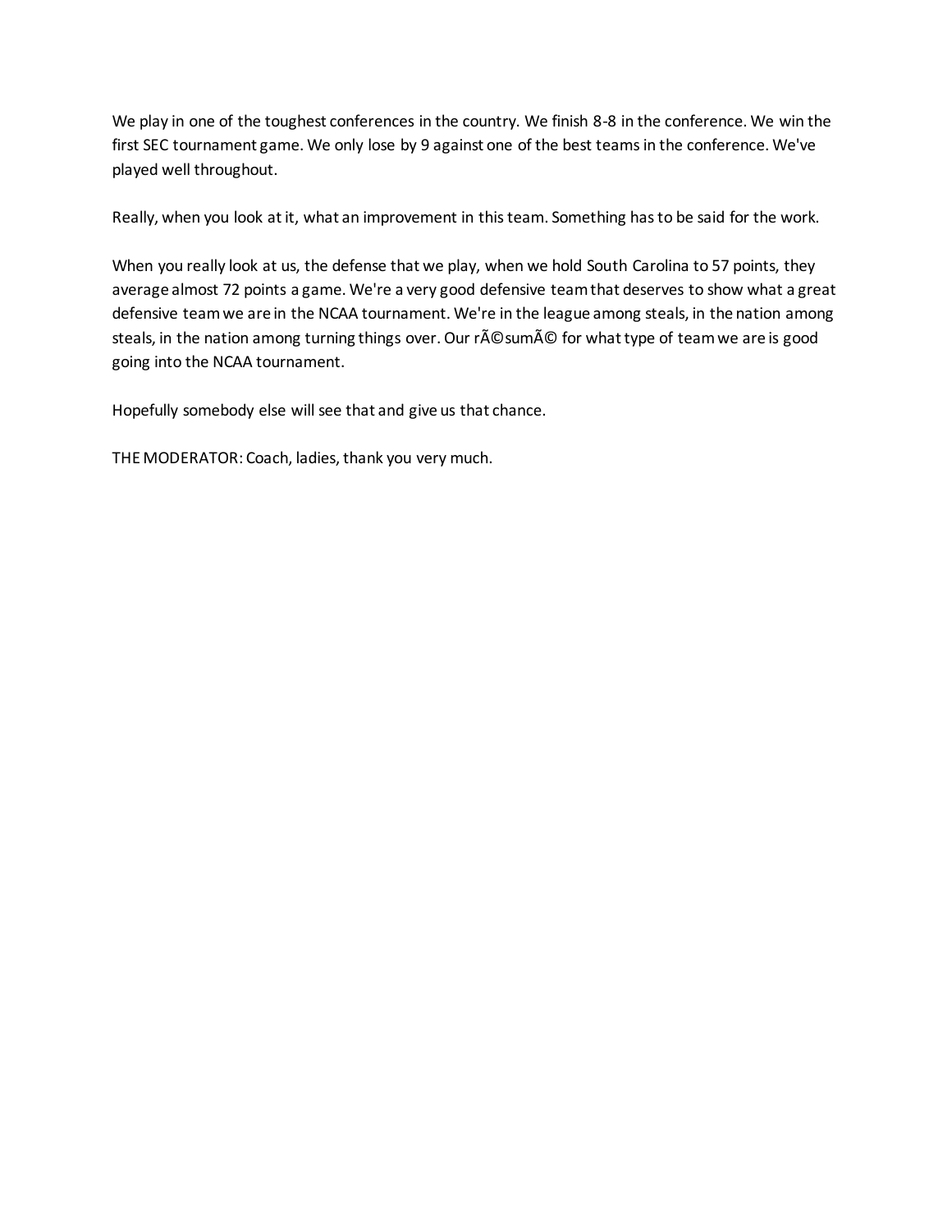We play in one of the toughest conferences in the country. We finish 8-8 in the conference. We win the first SEC tournament game. We only lose by 9 against one of the best teams in the conference. We've played well throughout.

Really, when you look at it, what an improvement in this team. Something has to be said for the work.

When you really look at us, the defense that we play, when we hold South Carolina to 57 points, they average almost 72 points a game. We're a very good defensive team that deserves to show what a great defensive team we are in the NCAA tournament. We're in the league among steals, in the nation among steals, in the nation among turning things over. Our rÃ©sumÃ© for what type of team we are is good going into the NCAA tournament.

Hopefully somebody else will see that and give us that chance.

THE MODERATOR: Coach, ladies, thank you very much.